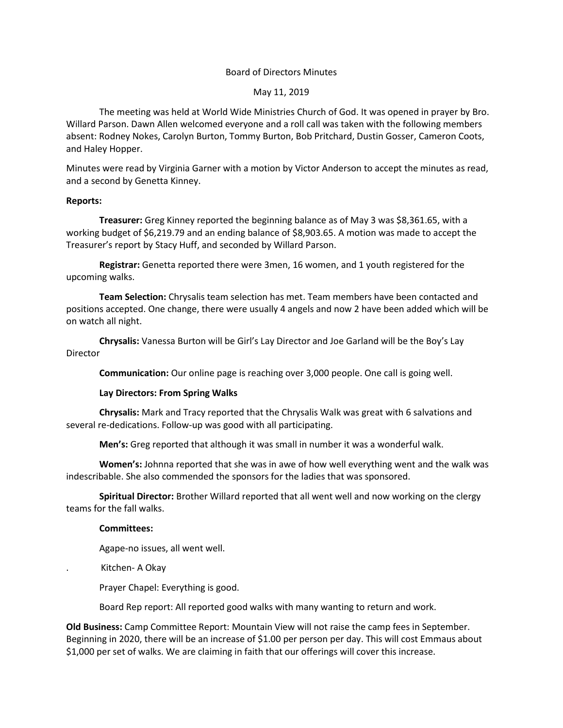Board of Directors Minutes

May 11, 2019

The meeting was held at World Wide Ministries Church of God. It was opened in prayer by Bro. Willard Parson. Dawn Allen welcomed everyone and a roll call was taken with the following members absent: Rodney Nokes, Carolyn Burton, Tommy Burton, Bob Pritchard, Dustin Gosser, Cameron Coots, and Haley Hopper.

Minutes were read by Virginia Garner with a motion by Victor Anderson to accept the minutes as read, and a second by Genetta Kinney.

**Reports:**

**Treasurer:** Greg Kinney reported the beginning balance as of May 3 was $8,361.65, with a working budget of $6,219.79 and an ending balance of $8,903.65. A motion was made to accept the Treasurer's report by Stacy Huff, and seconded by Willard Parson.

**Registrar:** Genetta reported there were 3men, 16 women, and 1 youth registered for the upcoming walks.

**Team Selection:** Chrysalis team selection has met. Team members have been contacted and positions accepted. One change, there were usually 4 angels and now 2 have been added which will be on watch all night.

**Chrysalis:** Vanessa Burton will be Girl's Lay Director and Joe Garland will be the Boy's Lay Director

**Communication:** Our online page is reaching over 3,000 people. One call is going well.

**Lay Directors: From Spring Walks**

**Chrysalis:** Mark and Tracy reported that the Chrysalis Walk was great with 6 salvations and several re-dedications. Follow-up was good with all participating.

**Men's:** Greg reported that although it was small in number it was a wonderful walk.

**Women's:** Johnna reported that she was in awe of how well everything went and the walk was indescribable. She also commended the sponsors for the ladies that was sponsored.

**Spiritual Director:** Brother Willard reported that all went well and now working on the clergy teams for the fall walks.

**Committees:**

Agape-no issues, all went well.

. Kitchen- A Okay

Prayer Chapel: Everything is good.

Board Rep report: All reported good walks with many wanting to return and work.

**Old Business:** Camp Committee Report: Mountain View will not raise the camp fees in September. Beginning in 2020, there will be an increase of $1.00 per person per day. This will cost Emmaus about $1,000 per set of walks. We are claiming in faith that our offerings will cover this increase.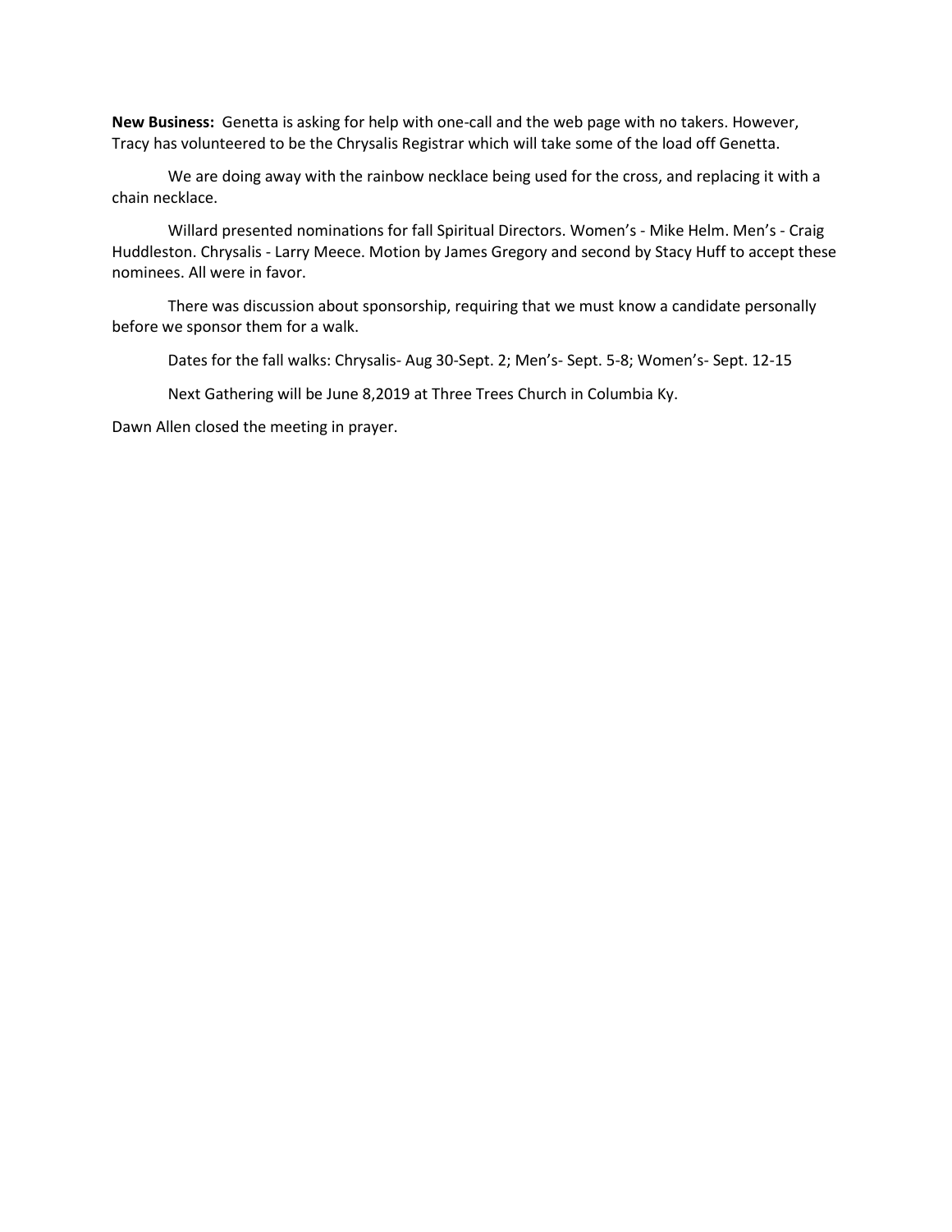**New Business:** Genetta is asking for help with one-call and the web page with no takers. However, Tracy has volunteered to be the Chrysalis Registrar which will take some of the load off Genetta.

We are doing away with the rainbow necklace being used for the cross, and replacing it with a chain necklace.

Willard presented nominations for fall Spiritual Directors. Women's - Mike Helm. Men's - Craig Huddleston. Chrysalis - Larry Meece. Motion by James Gregory and second by Stacy Huff to accept these nominees. All were in favor.

There was discussion about sponsorship, requiring that we must know a candidate personally before we sponsor them for a walk.

Dates for the fall walks: Chrysalis- Aug 30-Sept. 2; Men's- Sept. 5-8; Women's- Sept. 12-15

Next Gathering will be June 8,2019 at Three Trees Church in Columbia Ky.

Dawn Allen closed the meeting in prayer.